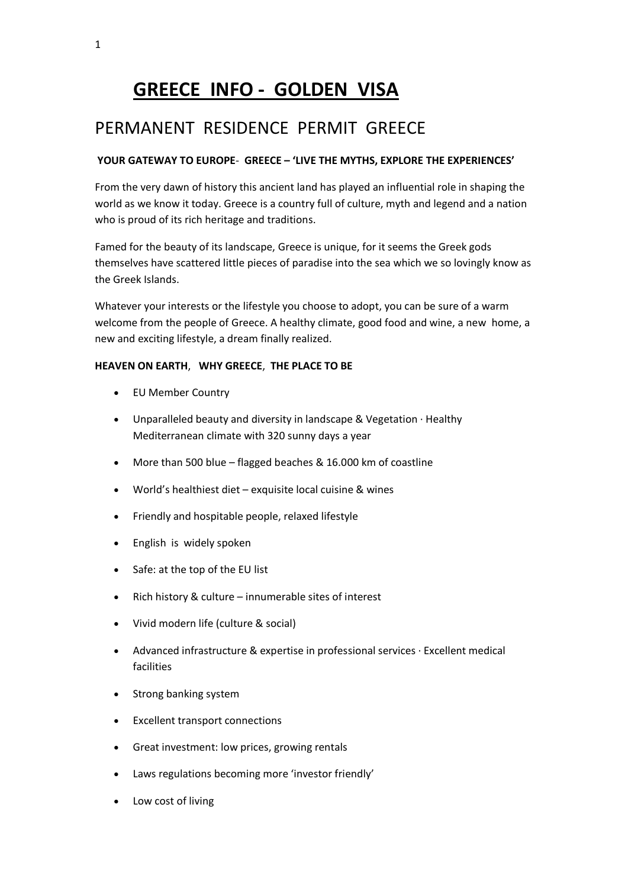# GREECE INFO - GOLDEN VISA

## PERMANENT RESIDENCE PERMIT GREECE

**YOUR GATEWAY TO EUROPE- GREECE – 'LIVE THE MYTHS, EXPLORE THE EXPERIENCES'**

From the very dawn of history this ancient land has played an influential role in shaping the world as we know it today. Greece is a country full of culture, myth and legend and a nation who is proud of its rich heritage and traditions.

Famed for the beauty of its landscape, Greece is unique, for it seems the Greek gods themselves have scattered little pieces of paradise into the sea which we so lovingly know as the Greek Islands.

Whatever your interests or the lifestyle you choose to adopt, you can be sure of a warm welcome from the people of Greece. A healthy climate, good food and wine, a new home, a new and exciting lifestyle, a dream finally realized.

**HEAVEN ON EARTH**, **WHY GREECE**, **THE PLACE TO BE**

- EU Member Country
- Unparalleled beauty and diversity in landscape & Vegetation · Healthy Mediterranean climate with 320 sunny days a year
- More than 500 blue – flagged beaches & 16.000 km of coastline
- World's healthiest diet – exquisite local cuisine & wines
- Friendly and hospitable people, relaxed lifestyle
- English is widely spoken
- Safe: at the top of the EU list
- Rich history & culture – innumerable sites of interest
- Vivid modern life (culture & social)
- Advanced infrastructure & expertise in professional services · Excellent medical facilities
- Strong banking system
- Excellent transport connections
- Great investment: low prices, growing rentals
- Laws regulations becoming more 'investor friendly'
- Low cost of living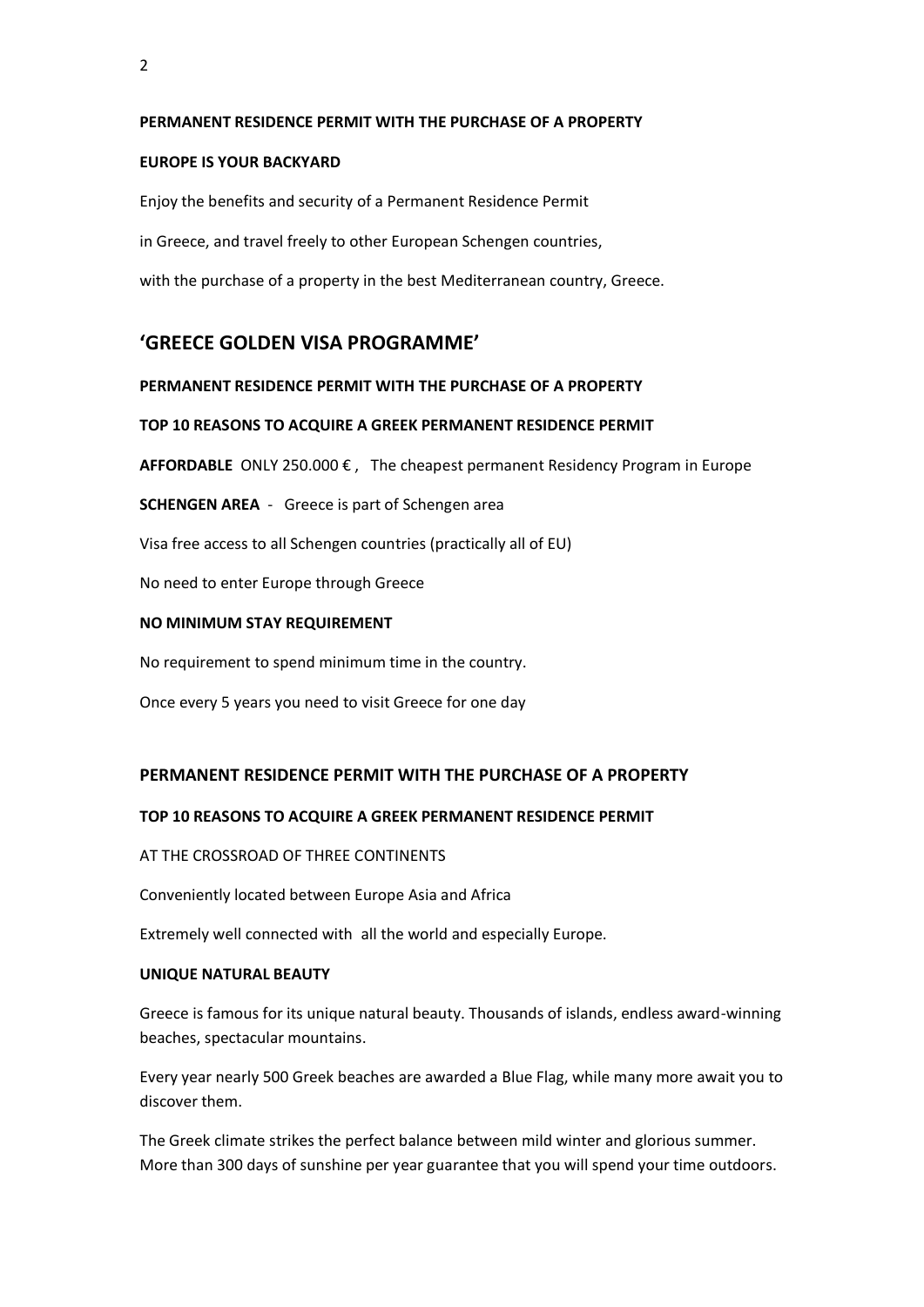**PERMANENT RESIDENCE PERMIT WITH THE PURCHASE OF A PROPERTY**

**EUROPE IS YOUR BACKYARD**

Enjoy the benefits and security of a Permanent Residence Permit

in Greece, and travel freely to other European Schengen countries,

with the purchase of a property in the best Mediterranean country, Greece.

## 'GREECE GOLDEN VISA PROGRAMME'

**PERMANENT RESIDENCE PERMIT WITH THE PURCHASE OF A PROPERTY**

**TOP 10 REASONS TO ACQUIRE A GREEK PERMANENT RESIDENCE PERMIT**

**AFFORDABLE** ONLY 250.000 € , The cheapest permanent Residency Program in Europe

**SCHENGEN AREA** - Greece is part of Schengen area

Visa free access to all Schengen countries (practically all of EU)

No need to enter Europe through Greece

**NO MINIMUM STAY REQUIREMENT**

No requirement to spend minimum time in the country.

Once every 5 years you need to visit Greece for one day

### PERMANENT RESIDENCE PERMIT WITH THE PURCHASE OF A PROPERTY

**TOP 10 REASONS TO ACQUIRE A GREEK PERMANENT RESIDENCE PERMIT**

AT THE CROSSROAD OF THREE CONTINENTS

Conveniently located between Europe Asia and Africa

Extremely well connected with all the world and especially Europe.

**UNIQUE NATURAL BEAUTY**

Greece is famous for its unique natural beauty. Thousands of islands, endless award-winning beaches, spectacular mountains.

Every year nearly 500 Greek beaches are awarded a Blue Flag, while many more await you to discover them.

The Greek climate strikes the perfect balance between mild winter and glorious summer. More than 300 days of sunshine per year guarantee that you will spend your time outdoors.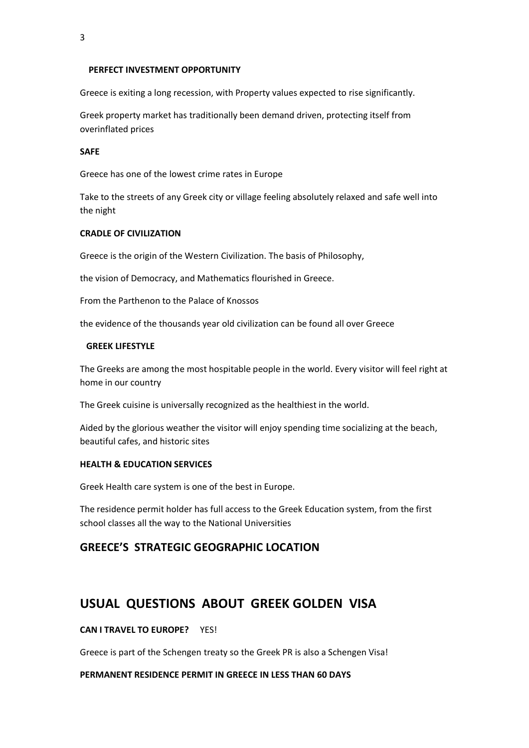**PERFECT INVESTMENT OPPORTUNITY**

Greece is exiting a long recession, with Property values expected to rise significantly.

Greek property market has traditionally been demand driven, protecting itself from overinflated prices

**SAFE**

Greece has one of the lowest crime rates in Europe

Take to the streets of any Greek city or village feeling absolutely relaxed and safe well into the night

**CRADLE OF CIVILIZATION**

Greece is the origin of the Western Civilization. The basis of Philosophy,

the vision of Democracy, and Mathematics flourished in Greece.

From the Parthenon to the Palace of Knossos

the evidence of the thousands year old civilization can be found all over Greece

**GREEK LIFESTYLE**

The Greeks are among the most hospitable people in the world. Every visitor will feel right at home in our country

The Greek cuisine is universally recognized as the healthiest in the world.

Aided by the glorious weather the visitor will enjoy spending time socializing at the beach, beautiful cafes, and historic sites

**HEALTH & EDUCATION SERVICES**

Greek Health care system is one of the best in Europe.

The residence permit holder has full access to the Greek Education system, from the first school classes all the way to the National Universities

## GREECE'S STRATEGIC GEOGRAPHIC LOCATION

## USUAL QUESTIONS ABOUT GREEK GOLDEN VISA

**CAN I TRAVEL TO EUROPE?** YES!

Greece is part of the Schengen treaty so the Greek PR is also a Schengen Visa!

**PERMANENT RESIDENCE PERMIT IN GREECE IN LESS THAN 60 DAYS**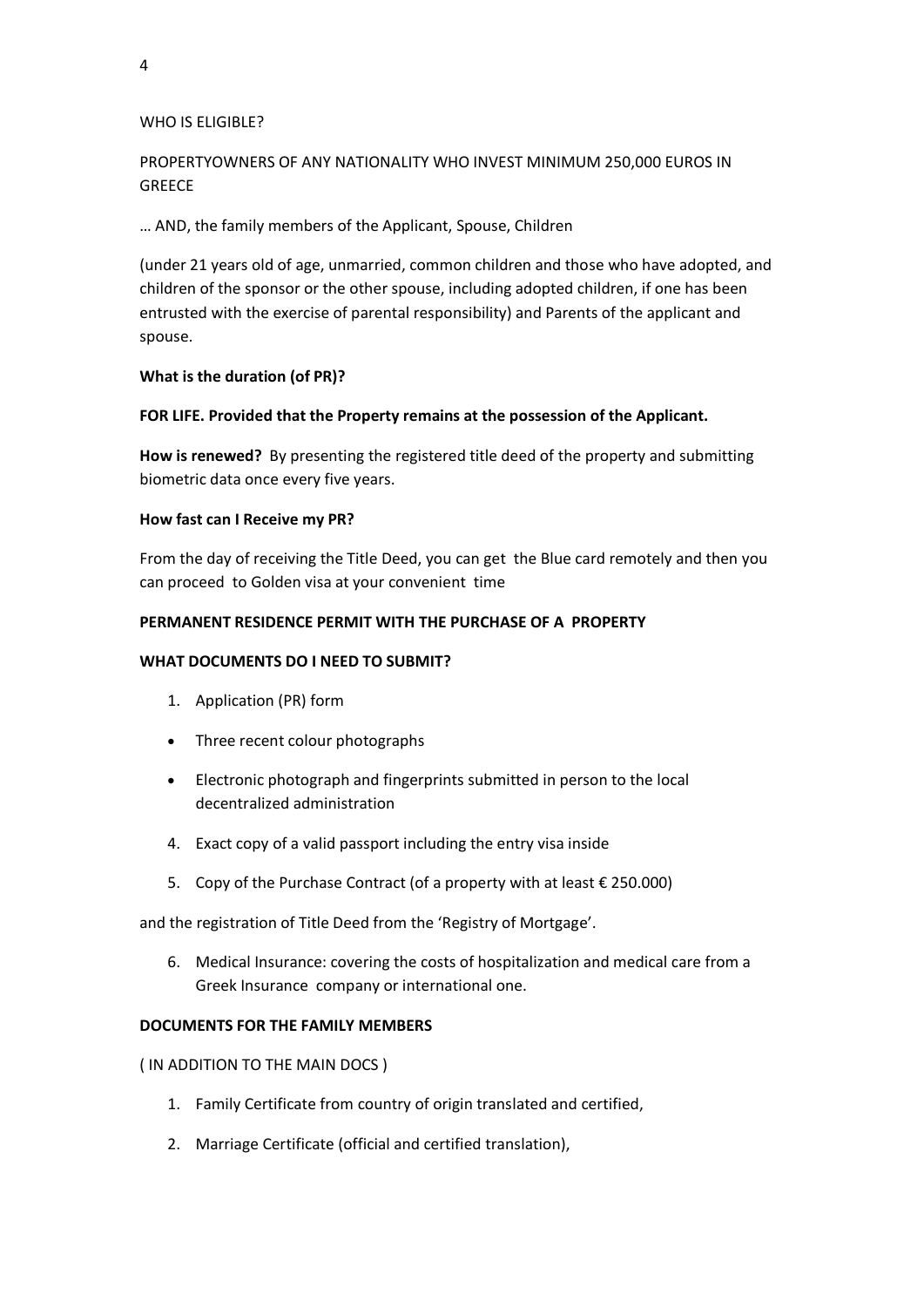WHO IS ELIGIBLE?

PROPERTYOWNERS OF ANY NATIONALITY WHO INVEST MINIMUM 250,000 EUROS IN GREECE

… AND, the family members of the Applicant, Spouse, Children

(under 21 years old of age, unmarried, common children and those who have adopted, and children of the sponsor or the other spouse, including adopted children, if one has been entrusted with the exercise of parental responsibility) and Parents of the applicant and spouse.

**What is the duration (of PR)?**

**FOR LIFE. Provided that the Property remains at the possession of the Applicant.**

**How is renewed?** By presenting the registered title deed of the property and submitting biometric data once every five years.

**How fast can I Receive my PR?**

From the day of receiving the Title Deed, you can get the Blue card remotely and then you can proceed to Golden visa at your convenient time

**PERMANENT RESIDENCE PERMIT WITH THE PURCHASE OF A PROPERTY**

**WHAT DOCUMENTS DO I NEED TO SUBMIT?**

1. Application (PR) form

- Three recent colour photographs
- Electronic photograph and fingerprints submitted in person to the local decentralized administration

4. Exact copy of a valid passport including the entry visa inside
5. Copy of the Purchase Contract (of a property with at least € 250.000)

and the registration of Title Deed from the 'Registry of Mortgage'.

6. Medical Insurance: covering the costs of hospitalization and medical care from a Greek Insurance company or international one.

**DOCUMENTS FOR THE FAMILY MEMBERS**

( IN ADDITION TO THE MAIN DOCS )

1. Family Certificate from country of origin translated and certified,
2. Marriage Certificate (official and certified translation),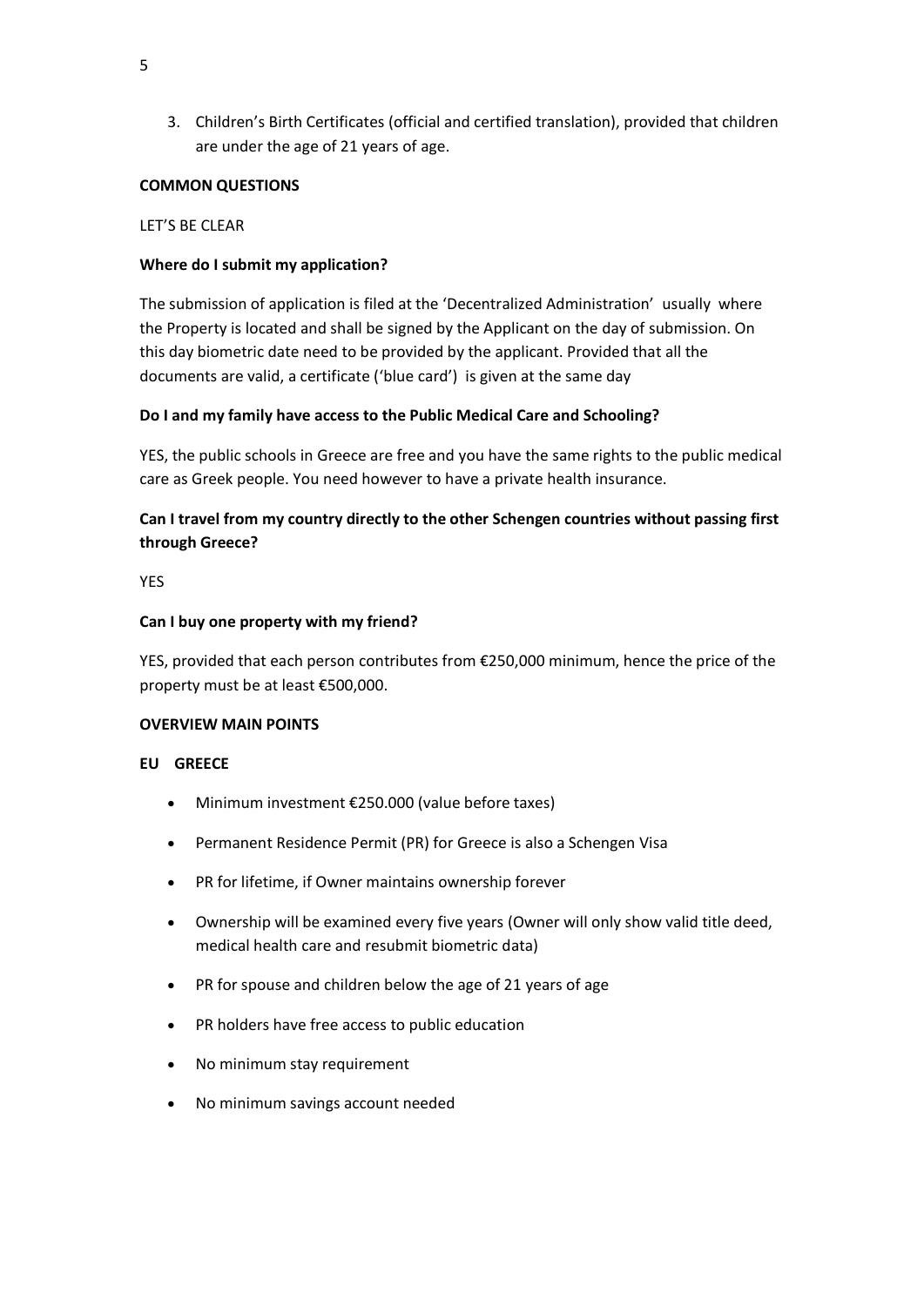3. Children's Birth Certificates (official and certified translation), provided that children are under the age of 21 years of age.

**COMMON QUESTIONS**

LET'S BE CLEAR

**Where do I submit my application?**

The submission of application is filed at the 'Decentralized Administration' usually where the Property is located and shall be signed by the Applicant on the day of submission. On this day biometric date need to be provided by the applicant. Provided that all the documents are valid, a certificate ('blue card') is given at the same day

**Do I and my family have access to the Public Medical Care and Schooling?**

YES, the public schools in Greece are free and you have the same rights to the public medical care as Greek people. You need however to have a private health insurance.

**Can I travel from my country directly to the other Schengen countries without passing first through Greece?**

YES

**Can I buy one property with my friend?**

YES, provided that each person contributes from €250,000 minimum, hence the price of the property must be at least €500,000.

**OVERVIEW MAIN POINTS**

**EU GREECE**

- Minimum investment €250.000 (value before taxes)
- Permanent Residence Permit (PR) for Greece is also a Schengen Visa
- PR for lifetime, if Owner maintains ownership forever
- Ownership will be examined every five years (Owner will only show valid title deed, medical health care and resubmit biometric data)
- PR for spouse and children below the age of 21 years of age
- PR holders have free access to public education
- No minimum stay requirement
- No minimum savings account needed